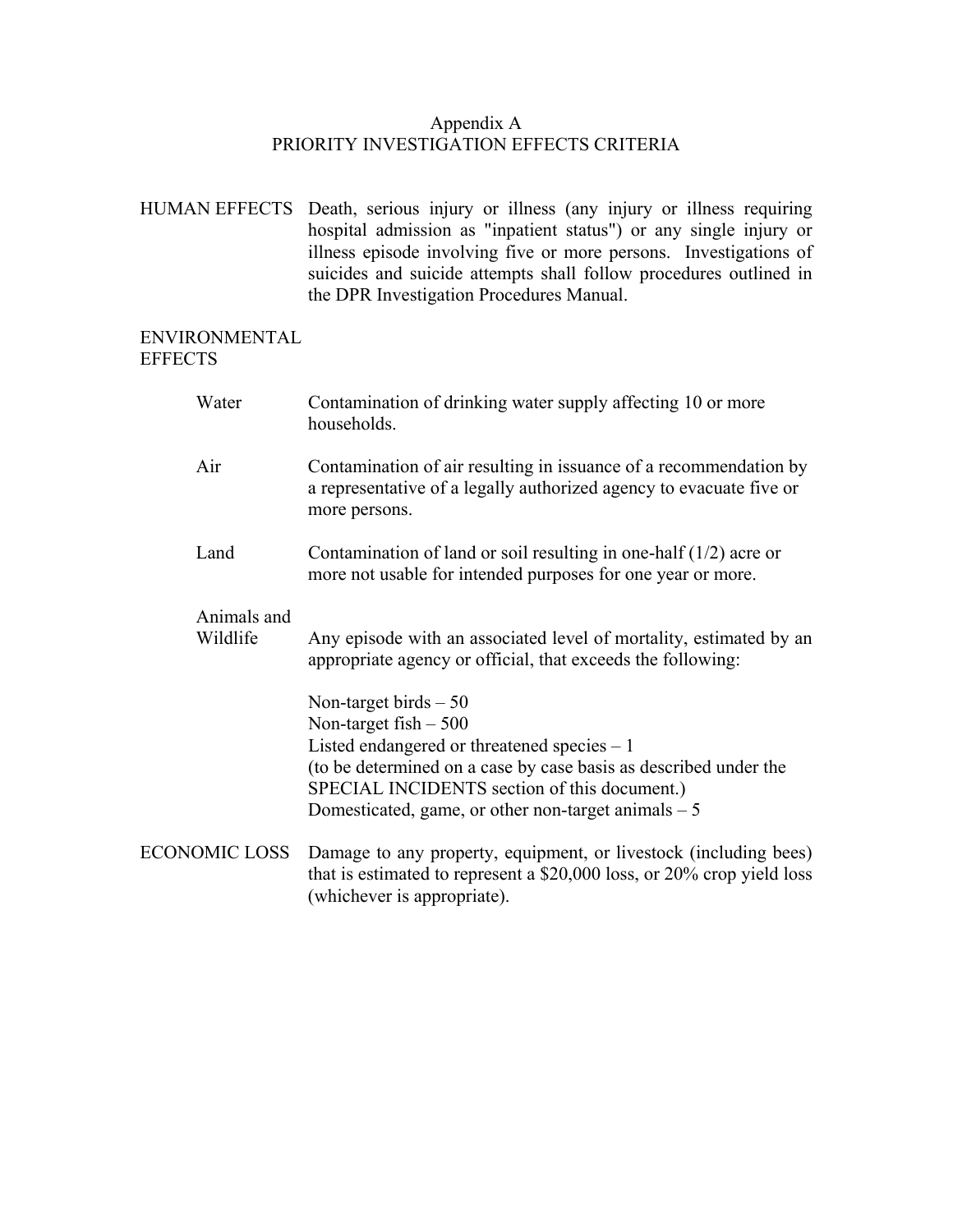# Appendix A
# PRIORITY INVESTIGATION EFFECTS CRITERIA

**HUMAN EFFECTS** Death, serious injury or illness (any injury or illness requiring hospital admission as "inpatient status") or any single injury or illness episode involving five or more persons. Investigations of suicides and suicide attempts shall follow procedures outlined in the DPR Investigation Procedures Manual.

**ENVIRONMENTAL EFFECTS**

Water — Contamination of drinking water supply affecting 10 or more households.

Air — Contamination of air resulting in issuance of a recommendation by a representative of a legally authorized agency to evacuate five or more persons.

Land — Contamination of land or soil resulting in one-half (1/2) acre or more not usable for intended purposes for one year or more.

Animals and Wildlife — Any episode with an associated level of mortality, estimated by an appropriate agency or official, that exceeds the following:

Non-target birds – 50
Non-target fish – 500
Listed endangered or threatened species – 1
(to be determined on a case by case basis as described under the SPECIAL INCIDENTS section of this document.)
Domesticated, game, or other non-target animals – 5

**ECONOMIC LOSS** Damage to any property, equipment, or livestock (including bees) that is estimated to represent a $20,000 loss, or 20% crop yield loss (whichever is appropriate).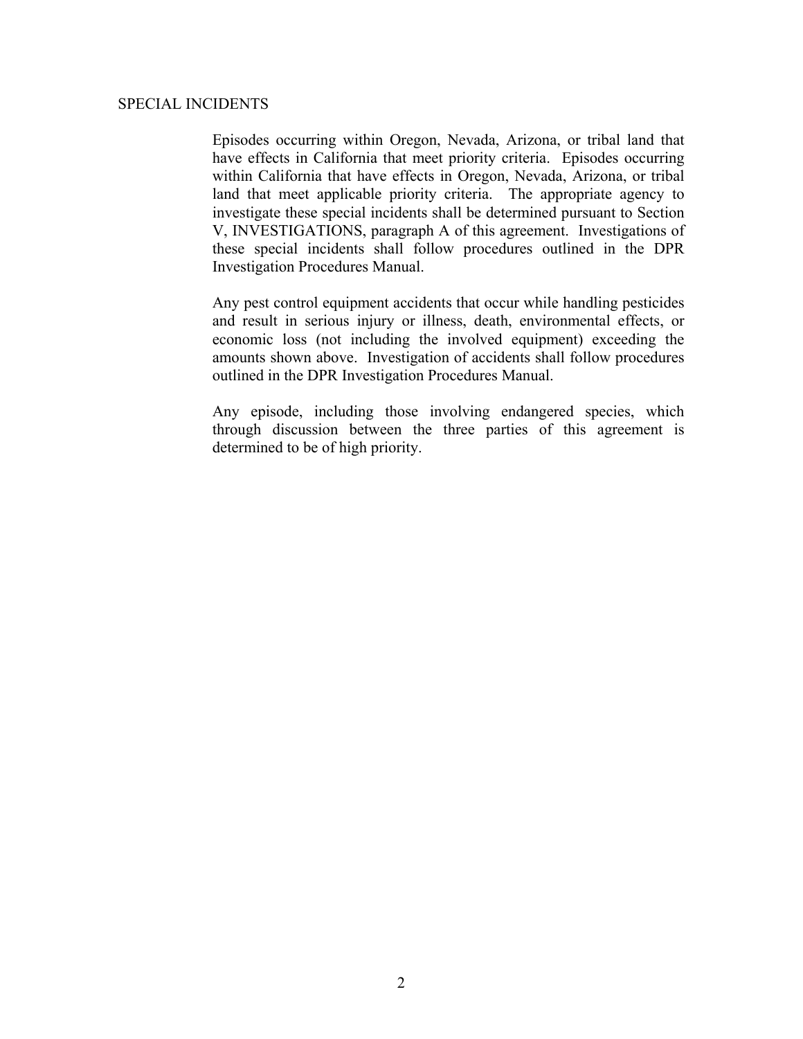SPECIAL INCIDENTS

Episodes occurring within Oregon, Nevada, Arizona, or tribal land that have effects in California that meet priority criteria. Episodes occurring within California that have effects in Oregon, Nevada, Arizona, or tribal land that meet applicable priority criteria. The appropriate agency to investigate these special incidents shall be determined pursuant to Section V, INVESTIGATIONS, paragraph A of this agreement. Investigations of these special incidents shall follow procedures outlined in the DPR Investigation Procedures Manual.

Any pest control equipment accidents that occur while handling pesticides and result in serious injury or illness, death, environmental effects, or economic loss (not including the involved equipment) exceeding the amounts shown above. Investigation of accidents shall follow procedures outlined in the DPR Investigation Procedures Manual.

Any episode, including those involving endangered species, which through discussion between the three parties of this agreement is determined to be of high priority.